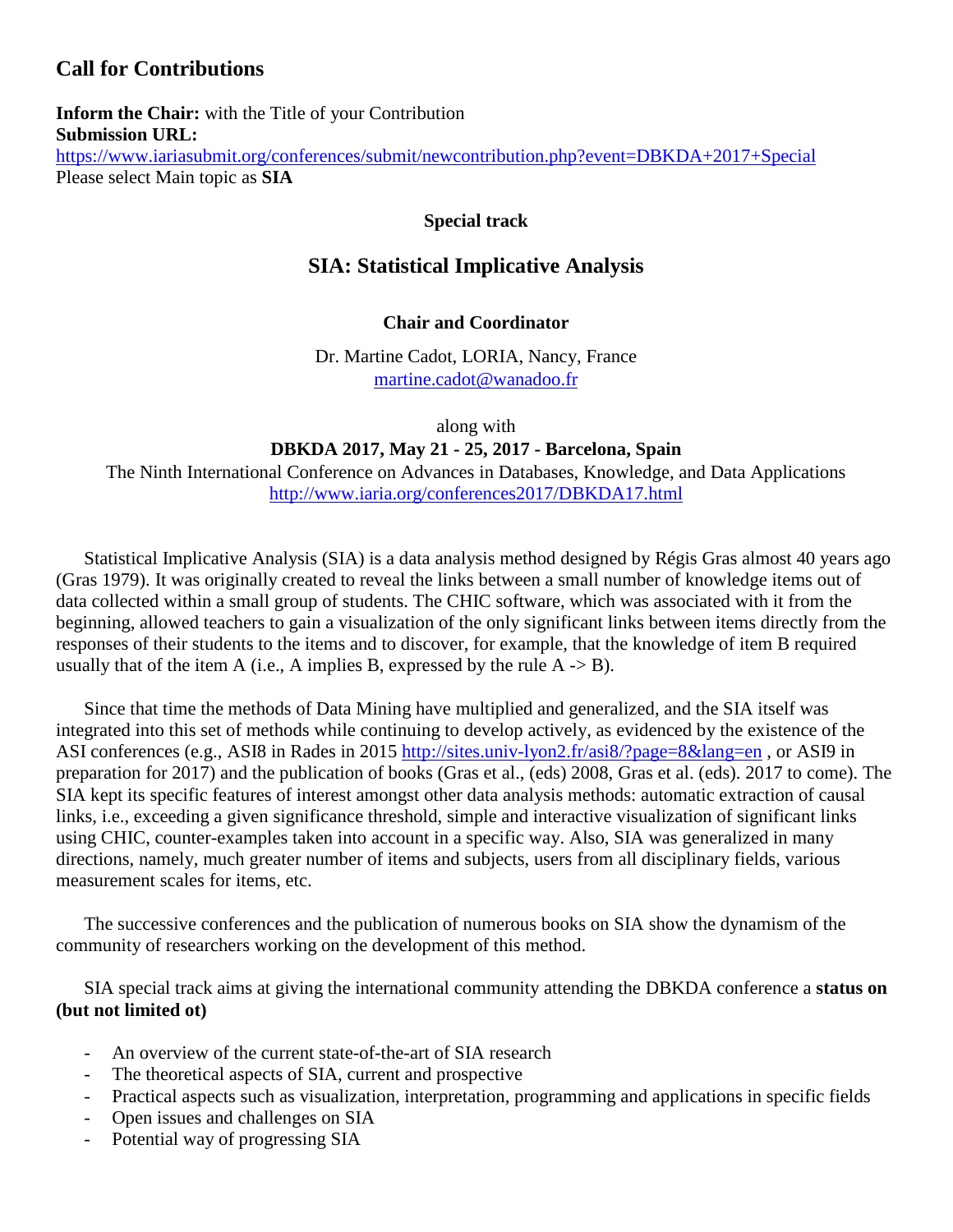## Call for Contributions

**Inform the Chair:** with the Title of your Contribution
**Submission URL:**
https://www.iariasubmit.org/conferences/submit/newcontribution.php?event=DBKDA+2017+Special
Please select Main topic as **SIA**

**Special track**

### SIA: Statistical Implicative Analysis

**Chair and Coordinator**

Dr. Martine Cadot, LORIA, Nancy, France
martine.cadot@wanadoo.fr

along with
**DBKDA 2017, May 21 - 25, 2017 - Barcelona, Spain**
The Ninth International Conference on Advances in Databases, Knowledge, and Data Applications
http://www.iaria.org/conferences2017/DBKDA17.html

Statistical Implicative Analysis (SIA) is a data analysis method designed by Régis Gras almost 40 years ago (Gras 1979). It was originally created to reveal the links between a small number of knowledge items out of data collected within a small group of students. The CHIC software, which was associated with it from the beginning, allowed teachers to gain a visualization of the only significant links between items directly from the responses of their students to the items and to discover, for example, that the knowledge of item B required usually that of the item A (i.e., A implies B, expressed by the rule A -> B).

Since that time the methods of Data Mining have multiplied and generalized, and the SIA itself was integrated into this set of methods while continuing to develop actively, as evidenced by the existence of the ASI conferences (e.g., ASI8 in Rades in 2015 http://sites.univ-lyon2.fr/asi8/?page=8&lang=en , or ASI9 in preparation for 2017) and the publication of books (Gras et al., (eds) 2008, Gras et al. (eds). 2017 to come). The SIA kept its specific features of interest amongst other data analysis methods: automatic extraction of causal links, i.e., exceeding a given significance threshold, simple and interactive visualization of significant links using CHIC, counter-examples taken into account in a specific way. Also, SIA was generalized in many directions, namely, much greater number of items and subjects, users from all disciplinary fields, various measurement scales for items, etc.

The successive conferences and the publication of numerous books on SIA show the dynamism of the community of researchers working on the development of this method.

SIA special track aims at giving the international community attending the DBKDA conference a **status on (but not limited ot)**

- An overview of the current state-of-the-art of SIA research
- The theoretical aspects of SIA, current and prospective
- Practical aspects such as visualization, interpretation, programming and applications in specific fields
- Open issues and challenges on SIA
- Potential way of progressing SIA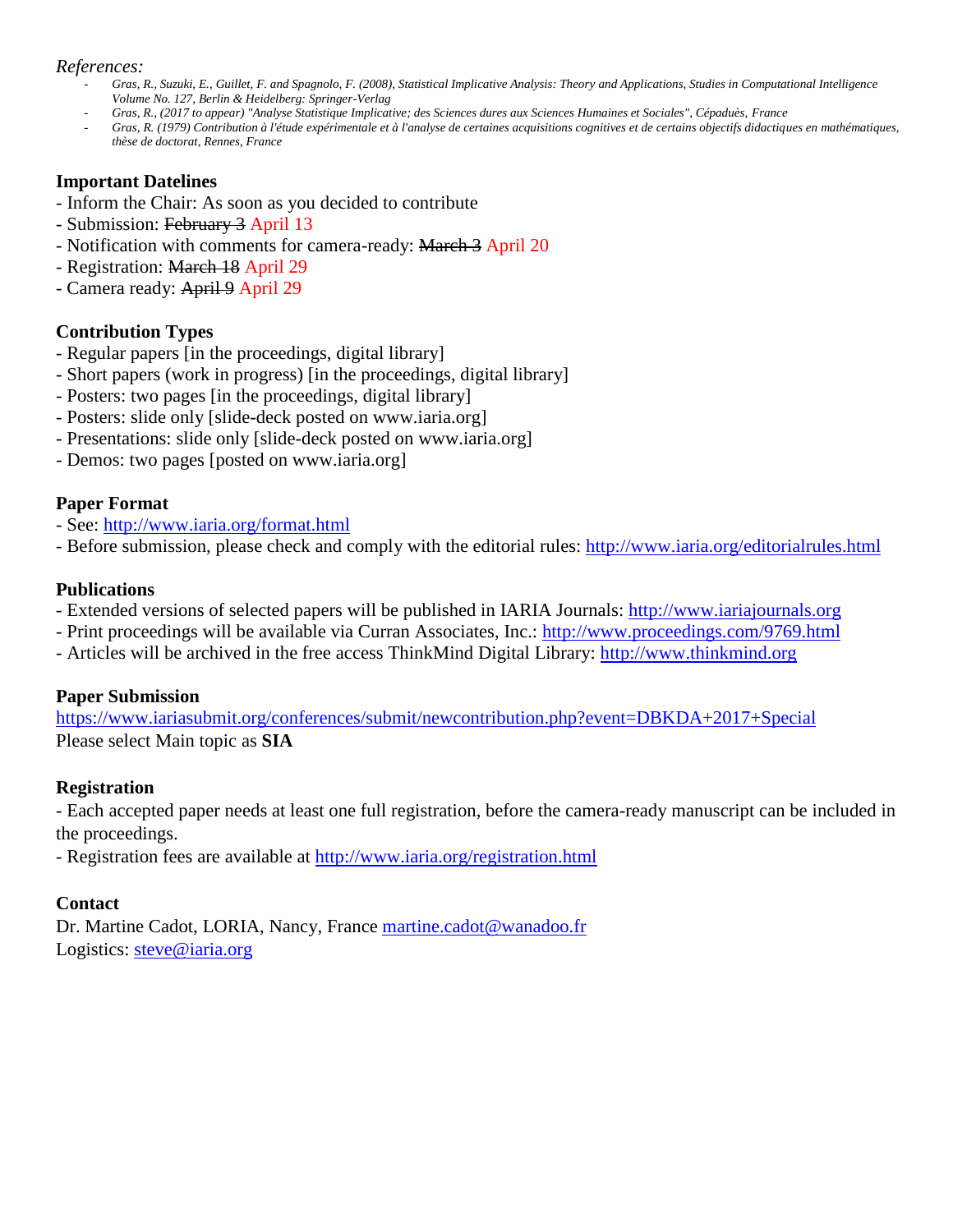*References:*

- *Gras, R., Suzuki, E., Guillet, F. and Spagnolo, F. (2008), Statistical Implicative Analysis: Theory and Applications, Studies in Computational Intelligence Volume No. 127, Berlin & Heidelberg: Springer-Verlag*
- *Gras, R., (2017 to appear) "Analyse Statistique Implicative; des Sciences dures aux Sciences Humaines et Sociales", Cépaduès, France*
- *Gras, R. (1979) Contribution à l'étude expérimentale et à l'analyse de certaines acquisitions cognitives et de certains objectifs didactiques en mathématiques, thèse de doctorat, Rennes, France*

**Important Datelines**

- Inform the Chair: As soon as you decided to contribute
- Submission: ~~February 3~~ April 13
- Notification with comments for camera-ready: ~~March 3~~ April 20
- Registration: ~~March 18~~ April 29
- Camera ready: ~~April 9~~ April 29

**Contribution Types**

- Regular papers [in the proceedings, digital library]
- Short papers (work in progress) [in the proceedings, digital library]
- Posters: two pages [in the proceedings, digital library]
- Posters: slide only [slide-deck posted on www.iaria.org]
- Presentations: slide only [slide-deck posted on www.iaria.org]
- Demos: two pages [posted on www.iaria.org]

**Paper Format**

- See: http://www.iaria.org/format.html
- Before submission, please check and comply with the editorial rules: http://www.iaria.org/editorialrules.html

**Publications**

- Extended versions of selected papers will be published in IARIA Journals: http://www.iariajournals.org
- Print proceedings will be available via Curran Associates, Inc.: http://www.proceedings.com/9769.html
- Articles will be archived in the free access ThinkMind Digital Library: http://www.thinkmind.org

**Paper Submission**

https://www.iariasubmit.org/conferences/submit/newcontribution.php?event=DBKDA+2017+Special
Please select Main topic as **SIA**

**Registration**

- Each accepted paper needs at least one full registration, before the camera-ready manuscript can be included in the proceedings.
- Registration fees are available at http://www.iaria.org/registration.html

**Contact**

Dr. Martine Cadot, LORIA, Nancy, France martine.cadot@wanadoo.fr
Logistics: steve@iaria.org